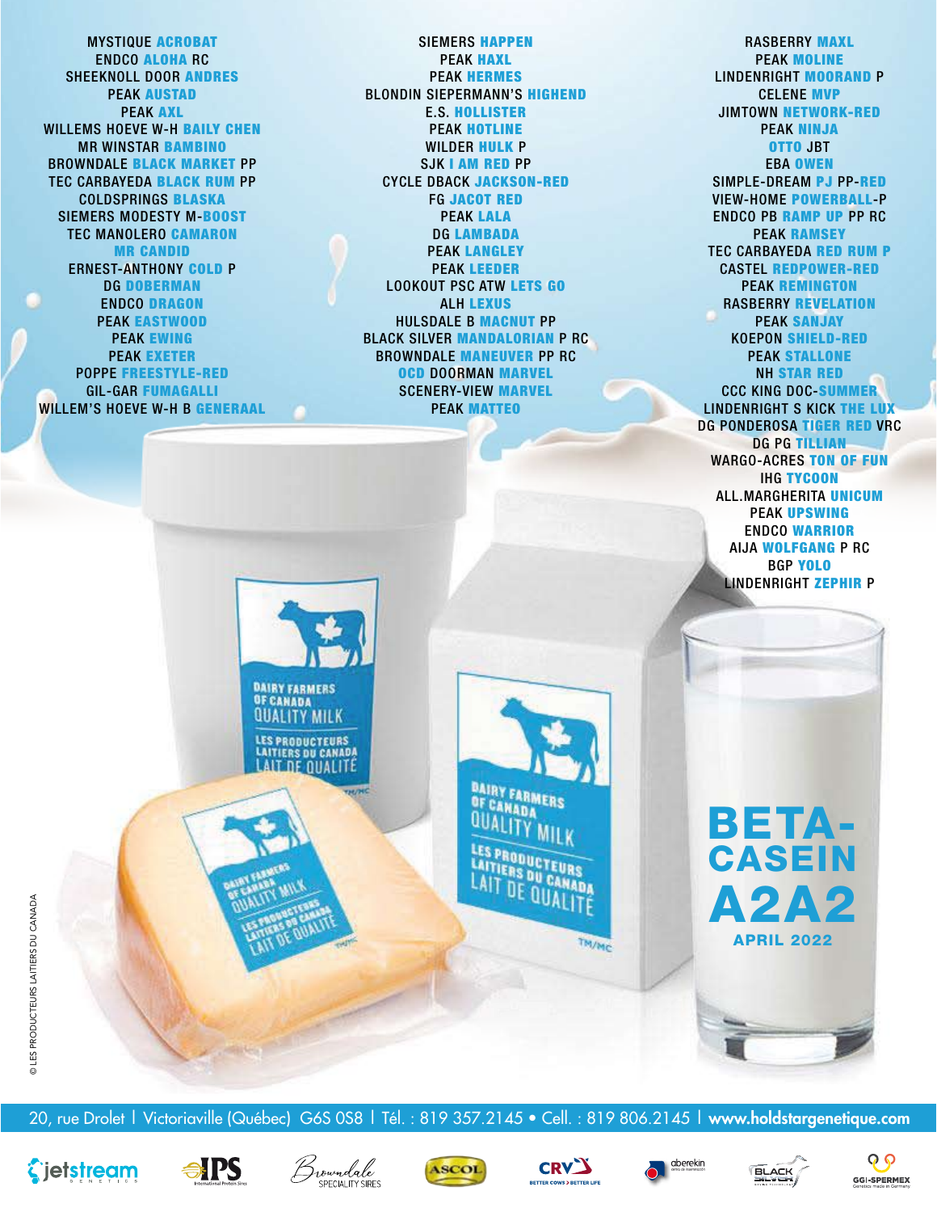MYSTIQUE **ACROBAT**
ENDCO **ALOHA** RC
SHEEKNOLL DOOR **ANDRES**
PEAK **AUSTAD**
PEAK **AXL**
WILLEMS HOEVE W-H **BAILY CHEN**
MR WINSTAR **BAMBINO**
BROWNDALE **BLACK MARKET** PP
TEC CARBAYEDA **BLACK RUM** PP
COLDSPRINGS **BLASKA**
SIEMERS MODESTY M-**BOOST**
TEC MANOLERO **CAMARON**
**MR CANDID**
ERNEST-ANTHONY **COLD** P
DG **DOBERMAN**
ENDCO **DRAGON**
PEAK **EASTWOOD**
PEAK **EWING**
PEAK **EXETER**
POPPE **FREESTYLE-RED**
GIL-GAR **FUMAGALLI**
WILLEM'S HOEVE W-H B **GENERAAL**

SIEMERS **HAPPEN**
PEAK **HAXL**
PEAK **HERMES**
BLONDIN SIEPERMANN'S **HIGHEND**
E.S. **HOLLISTER**
PEAK **HOTLINE**
WILDER **HULK** P
SJK **I AM RED** PP
CYCLE DBACK **JACKSON-RED**
FG **JACOT RED**
PEAK **LALA**
DG **LAMBADA**
PEAK **LANGLEY**
PEAK **LEEDER**
LOOKOUT PSC ATW **LETS GO**
ALH **LEXUS**
HULSDALE B **MACNUT** PP
BLACK SILVER **MANDALORIAN** P RC
BROWNDALE **MANEUVER** PP RC
**OCD** DOORMAN **MARVEL**
SCENERY-VIEW **MARVEL**
PEAK **MATTEO**

RASBERRY **MAXL**
PEAK **MOLINE**
LINDENRIGHT **MOORAND** P
CELENE **MVP**
JIMTOWN **NETWORK-RED**
PEAK **NINJA**
**OTTO** JBT
EBA **OWEN**
SIMPLE-DREAM **PJ** PP-**RED**
VIEW-HOME **POWERBALL**-P
ENDCO PB **RAMP UP** PP RC
PEAK **RAMSEY**
TEC CARBAYEDA **RED RUM P**
CASTEL **REDPOWER-RED**
PEAK **REMINGTON**
RASBERRY **REVELATION**
PEAK **SANJAY**
KOEPON **SHIELD-RED**
PEAK **STALLONE**
NH **STAR RED**
CCC KING DOC-**SUMMER**
LINDENRIGHT S KICK **THE LUX**
DG PONDEROSA **TIGER RED** VRC
DG PG **TILLIAN**
WARGO-ACRES **TON OF FUN**
IHG **TYCOON**
ALL.MARGHERITA **UNICUM**
PEAK **UPSWING**
ENDCO **WARRIOR**
AIJA **WOLFGANG** P RC
BGP **YOLO**
LINDENRIGHT **ZEPHIR** P

# BETA-CASEIN A2A2

**APRIL 2022**

© LES PRODUCTEURS LAITIERS DU CANADA

20, rue Drolet | Victoriaville (Québec) G6S 0S8 | Tél. : 819 357.2145 • Cell. : 819 806.2145 | **www.holdstargenetique.com**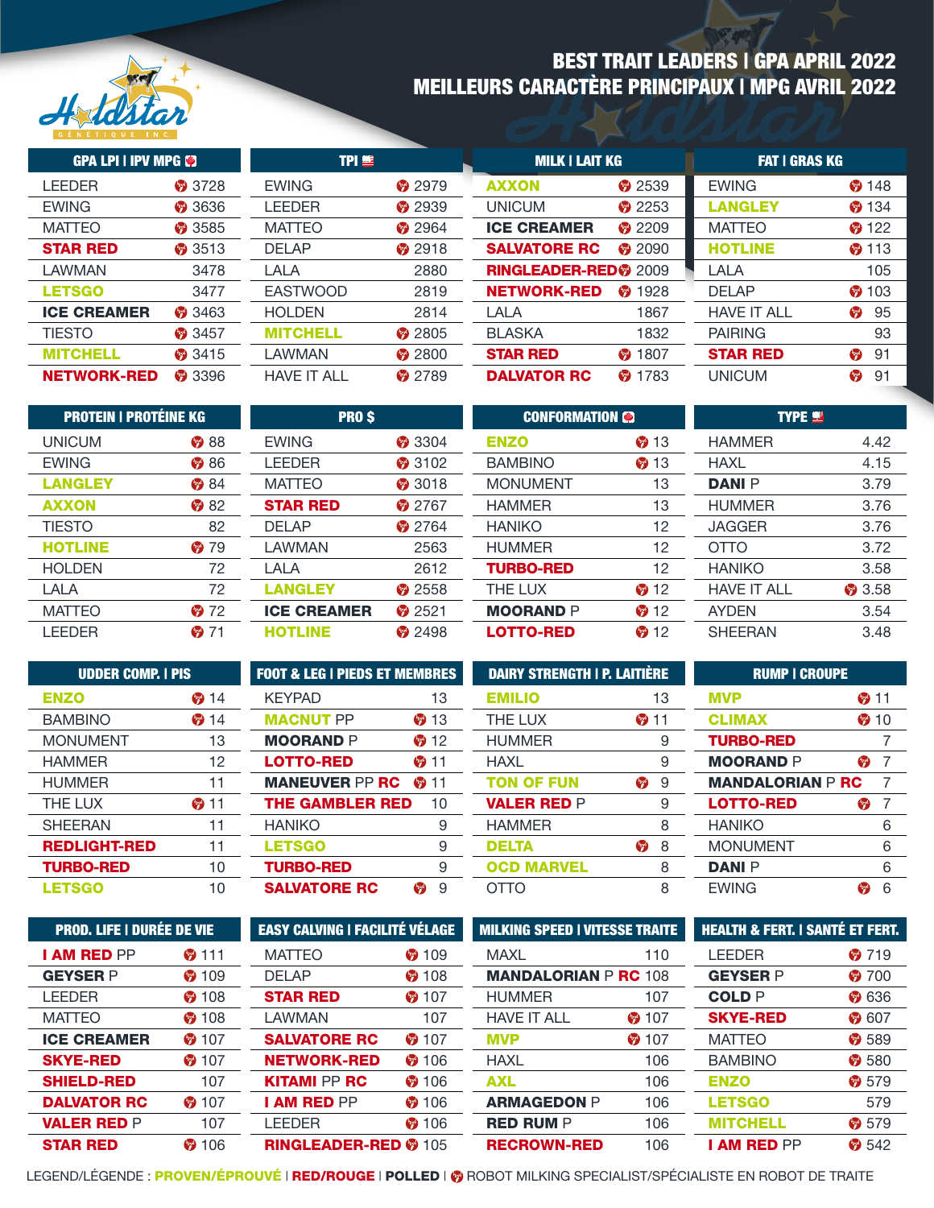# BEST TRAIT LEADERS | GPA APRIL 2022
# MEILLEURS CARACTÈRE PRINCIPAUX | MPG AVRIL 2022

Holdstar Génétique Inc.

| GPA LPI I IPV MPG | |
|---|---|
| LEEDER | 3728 |
| EWING | 3636 |
| MATTEO | 3585 |
| **STAR RED** | 3513 |
| LAWMAN | 3478 |
| **LETSGO** | 3477 |
| **ICE CREAMER** | 3463 |
| TIESTO | 3457 |
| **MITCHELL** | 3415 |
| **NETWORK-RED** | 3396 |

| TPI | |
|---|---|
| EWING | 2979 |
| LEEDER | 2939 |
| MATTEO | 2964 |
| DELAP | 2918 |
| LALA | 2880 |
| EASTWOOD | 2819 |
| HOLDEN | 2814 |
| **MITCHELL** | 2805 |
| LAWMAN | 2800 |
| HAVE IT ALL | 2789 |

| MILK I LAIT KG | |
|---|---|
| **AXXON** | 2539 |
| UNICUM | 2253 |
| **ICE CREAMER** | 2209 |
| **SALVATORE RC** | 2090 |
| **RINGLEADER-RED** | 2009 |
| **NETWORK-RED** | 1928 |
| LALA | 1867 |
| BLASKA | 1832 |
| **STAR RED** | 1807 |
| **DALVATOR RC** | 1783 |

| FAT I GRAS KG | |
|---|---|
| EWING | 148 |
| **LANGLEY** | 134 |
| MATTEO | 122 |
| **HOTLINE** | 113 |
| LALA | 105 |
| DELAP | 103 |
| HAVE IT ALL | 95 |
| PAIRING | 93 |
| **STAR RED** | 91 |
| UNICUM | 91 |

| PROTEIN I PROTÉINE KG | |
|---|---|
| UNICUM | 88 |
| EWING | 86 |
| **LANGLEY** | 84 |
| **AXXON** | 82 |
| TIESTO | 82 |
| **HOTLINE** | 79 |
| HOLDEN | 72 |
| LALA | 72 |
| MATTEO | 72 |
| LEEDER | 71 |

| PRO $ | |
|---|---|
| EWING | 3304 |
| LEEDER | 3102 |
| MATTEO | 3018 |
| **STAR RED** | 2767 |
| DELAP | 2764 |
| LAWMAN | 2563 |
| LALA | 2612 |
| **LANGLEY** | 2558 |
| **ICE CREAMER** | 2521 |
| **HOTLINE** | 2498 |

| CONFORMATION | |
|---|---|
| **ENZO** | 13 |
| BAMBINO | 13 |
| MONUMENT | 13 |
| HAMMER | 13 |
| HANIKO | 12 |
| HUMMER | 12 |
| **TURBO-RED** | 12 |
| THE LUX | 12 |
| **MOORAND** P | 12 |
| **LOTTO-RED** | 12 |

| TYPE | |
|---|---|
| HAMMER | 4.42 |
| HAXL | 4.15 |
| **DANI** P | 3.79 |
| HUMMER | 3.76 |
| JAGGER | 3.76 |
| OTTO | 3.72 |
| HANIKO | 3.58 |
| HAVE IT ALL | 3.58 |
| AYDEN | 3.54 |
| SHEERAN | 3.48 |

| UDDER COMP. I PIS | |
|---|---|
| **ENZO** | 14 |
| BAMBINO | 14 |
| MONUMENT | 13 |
| HAMMER | 12 |
| HUMMER | 11 |
| THE LUX | 11 |
| SHEERAN | 11 |
| **REDLIGHT-RED** | 11 |
| **TURBO-RED** | 10 |
| **LETSGO** | 10 |

| FOOT & LEG I PIEDS ET MEMBRES | |
|---|---|
| KEYPAD | 13 |
| **MACNUT** PP | 13 |
| **MOORAND** P | 12 |
| **LOTTO-RED** | 11 |
| **MANEUVER** PP **RC** | 11 |
| **THE GAMBLER RED** | 10 |
| HANIKO | 9 |
| **LETSGO** | 9 |
| **TURBO-RED** | 9 |
| **SALVATORE RC** | 9 |

| DAIRY STRENGTH I P. LAITIÈRE | |
|---|---|
| **EMILIO** | 13 |
| THE LUX | 11 |
| HUMMER | 9 |
| HAXL | 9 |
| **TON OF FUN** | 9 |
| **VALER RED** P | 9 |
| HAMMER | 8 |
| **DELTA** | 8 |
| **OCD MARVEL** | 8 |
| OTTO | 8 |

| RUMP I CROUPE | |
|---|---|
| **MVP** | 11 |
| **CLIMAX** | 10 |
| **TURBO-RED** | 7 |
| **MOORAND** P | 7 |
| **MANDALORIAN** P **RC** | 7 |
| **LOTTO-RED** | 7 |
| HANIKO | 6 |
| MONUMENT | 6 |
| **DANI** P | 6 |
| EWING | 6 |

| PROD. LIFE I DURÉE DE VIE | |
|---|---|
| **I AM RED** PP | 111 |
| **GEYSER** P | 109 |
| LEEDER | 108 |
| MATTEO | 108 |
| **ICE CREAMER** | 107 |
| **SKYE-RED** | 107 |
| **SHIELD-RED** | 107 |
| **DALVATOR RC** | 107 |
| **VALER RED** P | 107 |
| **STAR RED** | 106 |

| EASY CALVING I FACILITÉ VÊLAGE | |
|---|---|
| MATTEO | 109 |
| DELAP | 108 |
| **STAR RED** | 107 |
| LAWMAN | 107 |
| **SALVATORE RC** | 107 |
| **NETWORK-RED** | 106 |
| **KITAMI** PP **RC** | 106 |
| **I AM RED** PP | 106 |
| LEEDER | 106 |
| **RINGLEADER-RED** | 105 |

| MILKING SPEED I VITESSE TRAITE | |
|---|---|
| MAXL | 110 |
| **MANDALORIAN** P **RC** | 108 |
| HUMMER | 107 |
| HAVE IT ALL | 107 |
| **MVP** | 107 |
| HAXL | 106 |
| **AXL** | 106 |
| **ARMAGEDON** P | 106 |
| **RED RUM** P | 106 |
| **RECROWN-RED** | 106 |

| HEALTH & FERT. I SANTÉ ET FERT. | |
|---|---|
| LEEDER | 719 |
| **GEYSER** P | 700 |
| **COLD** P | 636 |
| **SKYE-RED** | 607 |
| MATTEO | 589 |
| BAMBINO | 580 |
| **ENZO** | 579 |
| **LETSGO** | 579 |
| **MITCHELL** | 579 |
| **I AM RED** PP | 542 |

LEGEND/LÉGENDE : **PROVEN/ÉPROUVÉ** | **RED/ROUGE** | **POLLED** | ROBOT MILKING SPECIALIST/SPÉCIALISTE EN ROBOT DE TRAITE